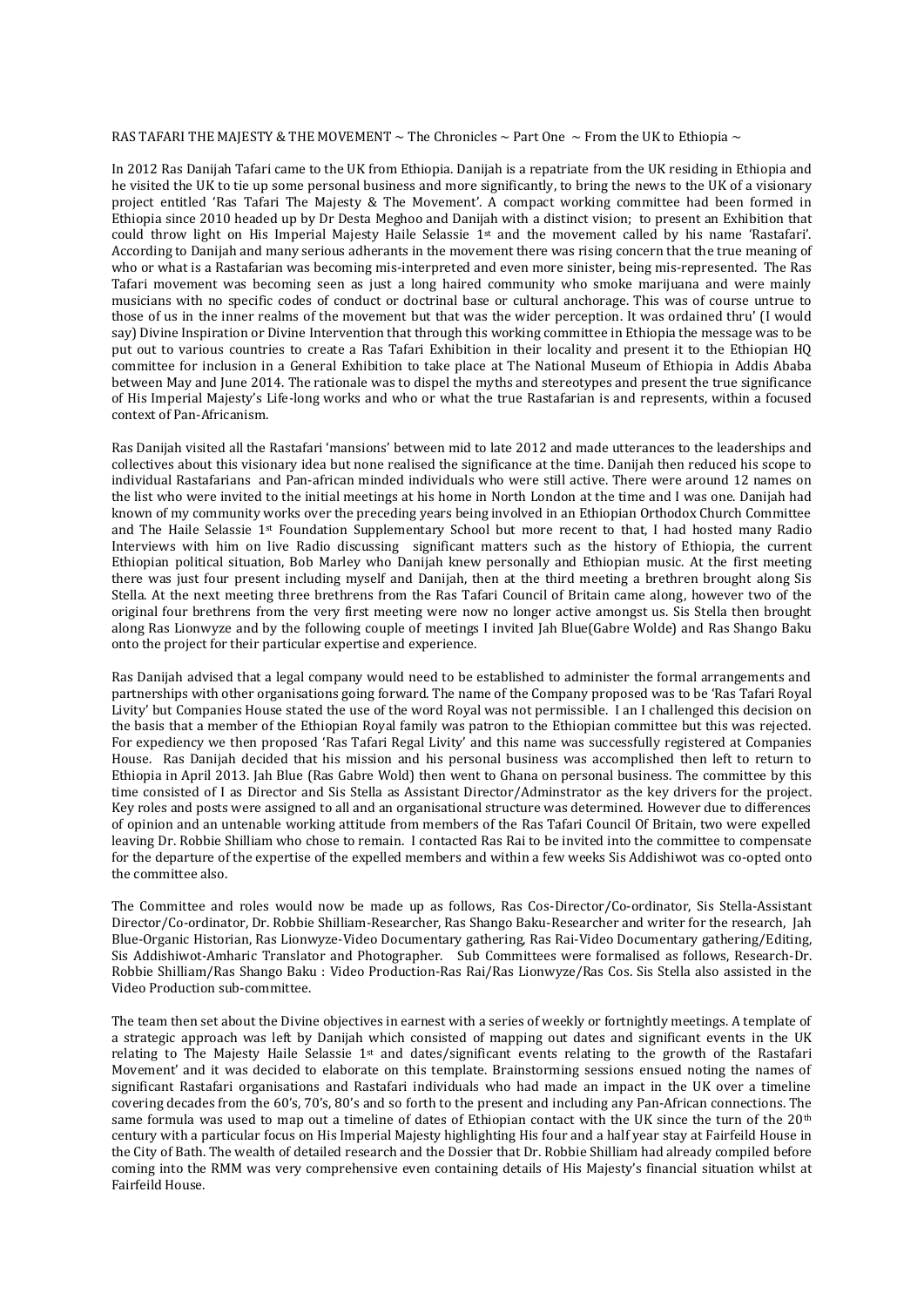RAS TAFARI THE MAJESTY & THE MOVEMENT ~ The Chronicles ~ Part One ~ From the UK to Ethiopia ~

In 2012 Ras Danijah Tafari came to the UK from Ethiopia. Danijah is a repatriate from the UK residing in Ethiopia and he visited the UK to tie up some personal business and more significantly, to bring the news to the UK of a visionary project entitled 'Ras Tafari The Majesty & The Movement'. A compact working committee had been formed in Ethiopia since 2010 headed up by Dr Desta Meghoo and Danijah with a distinct vision; to present an Exhibition that could throw light on His Imperial Majesty Haile Selassie 1st and the movement called by his name 'Rastafari'. According to Danijah and many serious adherants in the movement there was rising concern that the true meaning of who or what is a Rastafarian was becoming mis-interpreted and even more sinister, being mis-represented. The Ras Tafari movement was becoming seen as just a long haired community who smoke marijuana and were mainly musicians with no specific codes of conduct or doctrinal base or cultural anchorage. This was of course untrue to those of us in the inner realms of the movement but that was the wider perception. It was ordained thru' (I would say) Divine Inspiration or Divine Intervention that through this working committee in Ethiopia the message was to be put out to various countries to create a Ras Tafari Exhibition in their locality and present it to the Ethiopian HQ committee for inclusion in a General Exhibition to take place at The National Museum of Ethiopia in Addis Ababa between May and June 2014. The rationale was to dispel the myths and stereotypes and present the true significance of His Imperial Majesty's Life-long works and who or what the true Rastafarian is and represents, within a focused context of Pan-Africanism.

Ras Danijah visited all the Rastafari 'mansions' between mid to late 2012 and made utterances to the leaderships and collectives about this visionary idea but none realised the significance at the time. Danijah then reduced his scope to individual Rastafarians and Pan-african minded individuals who were still active. There were around 12 names on the list who were invited to the initial meetings at his home in North London at the time and I was one. Danijah had known of my community works over the preceding years being involved in an Ethiopian Orthodox Church Committee and The Haile Selassie 1st Foundation Supplementary School but more recent to that, I had hosted many Radio Interviews with him on live Radio discussing significant matters such as the history of Ethiopia, the current Ethiopian political situation, Bob Marley who Danijah knew personally and Ethiopian music. At the first meeting there was just four present including myself and Danijah, then at the third meeting a brethren brought along Sis Stella. At the next meeting three brethrens from the Ras Tafari Council of Britain came along, however two of the original four brethrens from the very first meeting were now no longer active amongst us. Sis Stella then brought along Ras Lionwyze and by the following couple of meetings I invited Jah Blue(Gabre Wolde) and Ras Shango Baku onto the project for their particular expertise and experience.

Ras Danijah advised that a legal company would need to be established to administer the formal arrangements and partnerships with other organisations going forward. The name of the Company proposed was to be 'Ras Tafari Royal Livity' but Companies House stated the use of the word Royal was not permissible. I an I challenged this decision on the basis that a member of the Ethiopian Royal family was patron to the Ethiopian committee but this was rejected. For expediency we then proposed 'Ras Tafari Regal Livity' and this name was successfully registered at Companies House. Ras Danijah decided that his mission and his personal business was accomplished then left to return to Ethiopia in April 2013. Jah Blue (Ras Gabre Wold) then went to Ghana on personal business. The committee by this time consisted of I as Director and Sis Stella as Assistant Director/Adminstrator as the key drivers for the project. Key roles and posts were assigned to all and an organisational structure was determined. However due to differences of opinion and an untenable working attitude from members of the Ras Tafari Council Of Britain, two were expelled leaving Dr. Robbie Shilliam who chose to remain. I contacted Ras Rai to be invited into the committee to compensate for the departure of the expertise of the expelled members and within a few weeks Sis Addishiwot was co-opted onto the committee also.

The Committee and roles would now be made up as follows, Ras Cos-Director/Co-ordinator, Sis Stella-Assistant Director/Co-ordinator, Dr. Robbie Shilliam-Researcher, Ras Shango Baku-Researcher and writer for the research, Jah Blue-Organic Historian, Ras Lionwyze-Video Documentary gathering, Ras Rai-Video Documentary gathering/Editing, Sis Addishiwot-Amharic Translator and Photographer. Sub Committees were formalised as follows, Research-Dr. Robbie Shilliam/Ras Shango Baku : Video Production-Ras Rai/Ras Lionwyze/Ras Cos. Sis Stella also assisted in the Video Production sub-committee.

The team then set about the Divine objectives in earnest with a series of weekly or fortnightly meetings. A template of a strategic approach was left by Danijah which consisted of mapping out dates and significant events in the UK relating to The Majesty Haile Selassie 1st and dates/significant events relating to the growth of the Rastafari Movement' and it was decided to elaborate on this template. Brainstorming sessions ensued noting the names of significant Rastafari organisations and Rastafari individuals who had made an impact in the UK over a timeline covering decades from the 60's, 70's, 80's and so forth to the present and including any Pan-African connections. The same formula was used to map out a timeline of dates of Ethiopian contact with the UK since the turn of the 20th century with a particular focus on His Imperial Majesty highlighting His four and a half year stay at Fairfeild House in the City of Bath. The wealth of detailed research and the Dossier that Dr. Robbie Shilliam had already compiled before coming into the RMM was very comprehensive even containing details of His Majesty's financial situation whilst at Fairfeild House.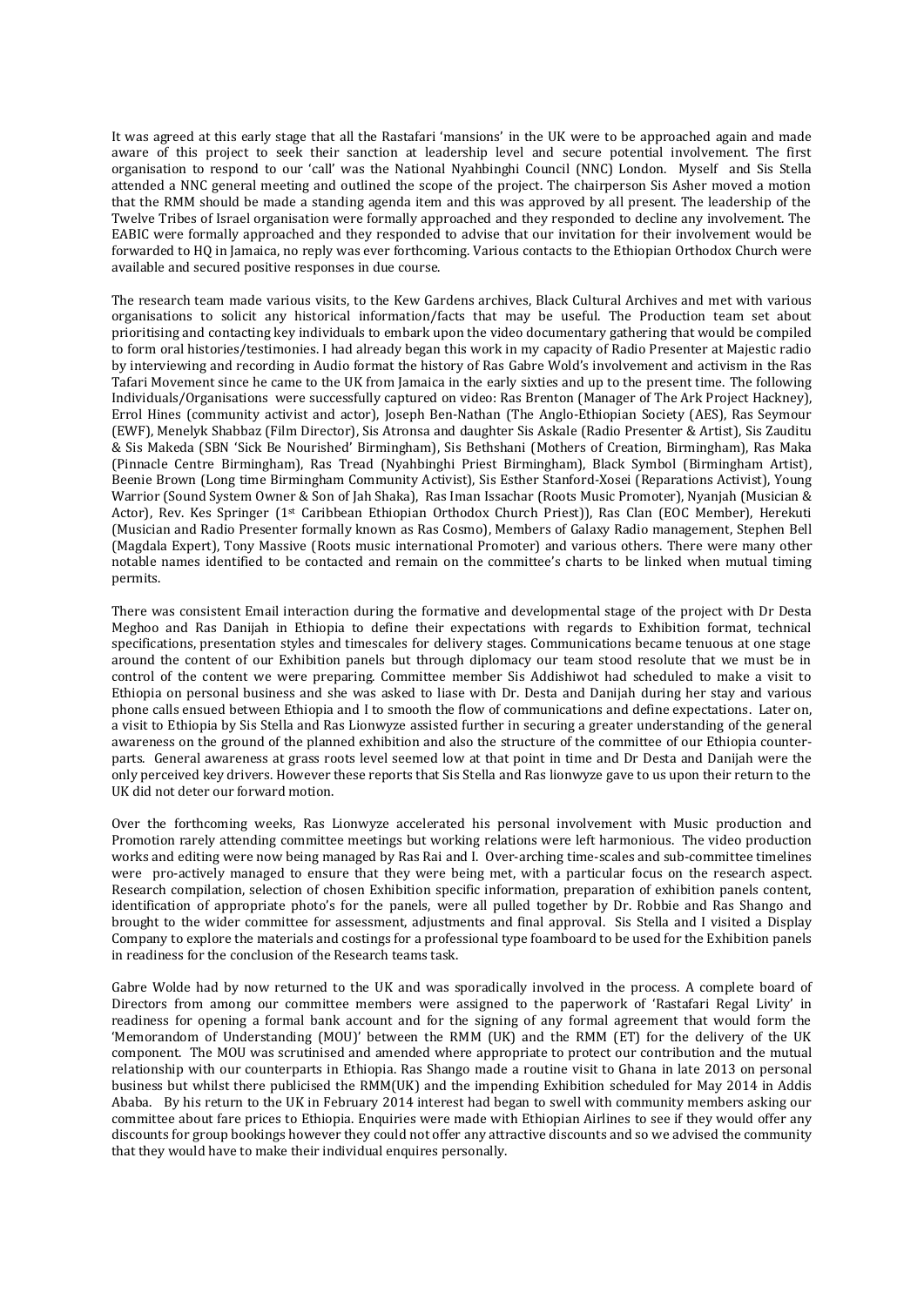It was agreed at this early stage that all the Rastafari 'mansions' in the UK were to be approached again and made aware of this project to seek their sanction at leadership level and secure potential involvement. The first organisation to respond to our 'call' was the National Nyahbinghi Council (NNC) London. Myself and Sis Stella attended a NNC general meeting and outlined the scope of the project. The chairperson Sis Asher moved a motion that the RMM should be made a standing agenda item and this was approved by all present. The leadership of the Twelve Tribes of Israel organisation were formally approached and they responded to decline any involvement. The EABIC were formally approached and they responded to advise that our invitation for their involvement would be forwarded to HQ in Jamaica, no reply was ever forthcoming. Various contacts to the Ethiopian Orthodox Church were available and secured positive responses in due course.

The research team made various visits, to the Kew Gardens archives, Black Cultural Archives and met with various organisations to solicit any historical information/facts that may be useful. The Production team set about prioritising and contacting key individuals to embark upon the video documentary gathering that would be compiled to form oral histories/testimonies. I had already began this work in my capacity of Radio Presenter at Majestic radio by interviewing and recording in Audio format the history of Ras Gabre Wold's involvement and activism in the Ras Tafari Movement since he came to the UK from Jamaica in the early sixties and up to the present time. The following Individuals/Organisations were successfully captured on video: Ras Brenton (Manager of The Ark Project Hackney), Errol Hines (community activist and actor), Joseph Ben-Nathan (The Anglo-Ethiopian Society (AES), Ras Seymour (EWF), Menelyk Shabbaz (Film Director), Sis Atronsa and daughter Sis Askale (Radio Presenter & Artist), Sis Zauditu & Sis Makeda (SBN 'Sick Be Nourished' Birmingham), Sis Bethshani (Mothers of Creation, Birmingham), Ras Maka (Pinnacle Centre Birmingham), Ras Tread (Nyahbinghi Priest Birmingham), Black Symbol (Birmingham Artist), Beenie Brown (Long time Birmingham Community Activist), Sis Esther Stanford-Xosei (Reparations Activist), Young Warrior (Sound System Owner & Son of Jah Shaka), Ras Iman Issachar (Roots Music Promoter), Nyanjah (Musician & Actor), Rev. Kes Springer (1st Caribbean Ethiopian Orthodox Church Priest)), Ras Clan (EOC Member), Herekuti (Musician and Radio Presenter formally known as Ras Cosmo), Members of Galaxy Radio management, Stephen Bell (Magdala Expert), Tony Massive (Roots music international Promoter) and various others. There were many other notable names identified to be contacted and remain on the committee's charts to be linked when mutual timing permits.

There was consistent Email interaction during the formative and developmental stage of the project with Dr Desta Meghoo and Ras Danijah in Ethiopia to define their expectations with regards to Exhibition format, technical specifications, presentation styles and timescales for delivery stages. Communications became tenuous at one stage around the content of our Exhibition panels but through diplomacy our team stood resolute that we must be in control of the content we were preparing. Committee member Sis Addishiwot had scheduled to make a visit to Ethiopia on personal business and she was asked to liase with Dr. Desta and Danijah during her stay and various phone calls ensued between Ethiopia and I to smooth the flow of communications and define expectations. Later on, a visit to Ethiopia by Sis Stella and Ras Lionwyze assisted further in securing a greater understanding of the general awareness on the ground of the planned exhibition and also the structure of the committee of our Ethiopia counter-parts. General awareness at grass roots level seemed low at that point in time and Dr Desta and Danijah were the only perceived key drivers. However these reports that Sis Stella and Ras lionwyze gave to us upon their return to the UK did not deter our forward motion.

Over the forthcoming weeks, Ras Lionwyze accelerated his personal involvement with Music production and Promotion rarely attending committee meetings but working relations were left harmonious. The video production works and editing were now being managed by Ras Rai and I. Over-arching time-scales and sub-committee timelines were pro-actively managed to ensure that they were being met, with a particular focus on the research aspect. Research compilation, selection of chosen Exhibition specific information, preparation of exhibition panels content, identification of appropriate photo's for the panels, were all pulled together by Dr. Robbie and Ras Shango and brought to the wider committee for assessment, adjustments and final approval. Sis Stella and I visited a Display Company to explore the materials and costings for a professional type foamboard to be used for the Exhibition panels in readiness for the conclusion of the Research teams task.

Gabre Wolde had by now returned to the UK and was sporadically involved in the process. A complete board of Directors from among our committee members were assigned to the paperwork of 'Rastafari Regal Livity' in readiness for opening a formal bank account and for the signing of any formal agreement that would form the 'Memorandom of Understanding (MOU)' between the RMM (UK) and the RMM (ET) for the delivery of the UK component. The MOU was scrutinised and amended where appropriate to protect our contribution and the mutual relationship with our counterparts in Ethiopia. Ras Shango made a routine visit to Ghana in late 2013 on personal business but whilst there publicised the RMM(UK) and the impending Exhibition scheduled for May 2014 in Addis Ababa. By his return to the UK in February 2014 interest had began to swell with community members asking our committee about fare prices to Ethiopia. Enquiries were made with Ethiopian Airlines to see if they would offer any discounts for group bookings however they could not offer any attractive discounts and so we advised the community that they would have to make their individual enquires personally.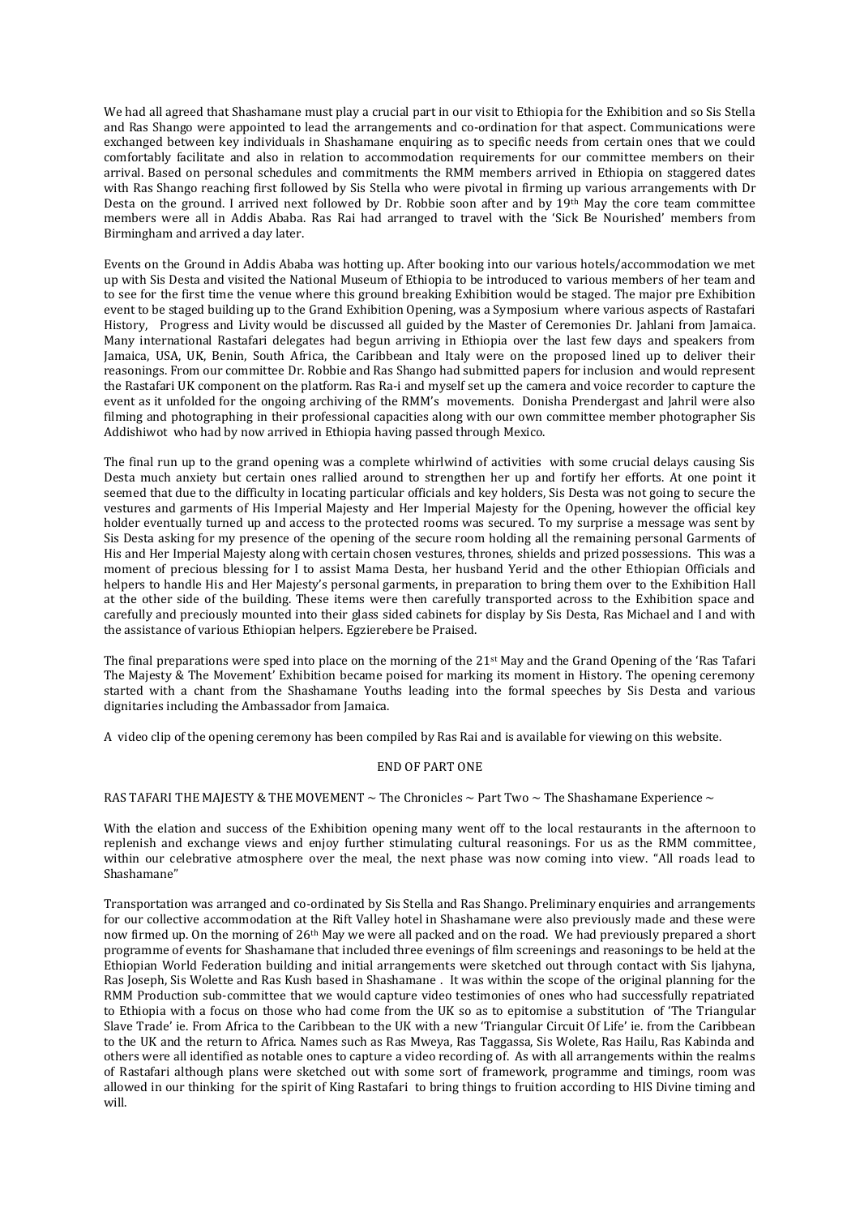We had all agreed that Shashamane must play a crucial part in our visit to Ethiopia for the Exhibition and so Sis Stella and Ras Shango were appointed to lead the arrangements and co-ordination for that aspect. Communications were exchanged between key individuals in Shashamane enquiring as to specific needs from certain ones that we could comfortably facilitate and also in relation to accommodation requirements for our committee members on their arrival. Based on personal schedules and commitments the RMM members arrived in Ethiopia on staggered dates with Ras Shango reaching first followed by Sis Stella who were pivotal in firming up various arrangements with Dr Desta on the ground. I arrived next followed by Dr. Robbie soon after and by 19th May the core team committee members were all in Addis Ababa. Ras Rai had arranged to travel with the 'Sick Be Nourished' members from Birmingham and arrived a day later.

Events on the Ground in Addis Ababa was hotting up. After booking into our various hotels/accommodation we met up with Sis Desta and visited the National Museum of Ethiopia to be introduced to various members of her team and to see for the first time the venue where this ground breaking Exhibition would be staged. The major pre Exhibition event to be staged building up to the Grand Exhibition Opening, was a Symposium where various aspects of Rastafari History, Progress and Livity would be discussed all guided by the Master of Ceremonies Dr. Jahlani from Jamaica. Many international Rastafari delegates had begun arriving in Ethiopia over the last few days and speakers from Jamaica, USA, UK, Benin, South Africa, the Caribbean and Italy were on the proposed lined up to deliver their reasonings. From our committee Dr. Robbie and Ras Shango had submitted papers for inclusion and would represent the Rastafari UK component on the platform. Ras Ra-i and myself set up the camera and voice recorder to capture the event as it unfolded for the ongoing archiving of the RMM's movements. Donisha Prendergast and Jahril were also filming and photographing in their professional capacities along with our own committee member photographer Sis Addishiwot who had by now arrived in Ethiopia having passed through Mexico.

The final run up to the grand opening was a complete whirlwind of activities with some crucial delays causing Sis Desta much anxiety but certain ones rallied around to strengthen her up and fortify her efforts. At one point it seemed that due to the difficulty in locating particular officials and key holders, Sis Desta was not going to secure the vestures and garments of His Imperial Majesty and Her Imperial Majesty for the Opening, however the official key holder eventually turned up and access to the protected rooms was secured. To my surprise a message was sent by Sis Desta asking for my presence of the opening of the secure room holding all the remaining personal Garments of His and Her Imperial Majesty along with certain chosen vestures, thrones, shields and prized possessions. This was a moment of precious blessing for I to assist Mama Desta, her husband Yerid and the other Ethiopian Officials and helpers to handle His and Her Majesty's personal garments, in preparation to bring them over to the Exhibition Hall at the other side of the building. These items were then carefully transported across to the Exhibition space and carefully and preciously mounted into their glass sided cabinets for display by Sis Desta, Ras Michael and I and with the assistance of various Ethiopian helpers. Egzierebere be Praised.

The final preparations were sped into place on the morning of the 21st May and the Grand Opening of the 'Ras Tafari The Majesty & The Movement' Exhibition became poised for marking its moment in History. The opening ceremony started with a chant from the Shashamane Youths leading into the formal speeches by Sis Desta and various dignitaries including the Ambassador from Jamaica.

A video clip of the opening ceremony has been compiled by Ras Rai and is available for viewing on this website.

END OF PART ONE

RAS TAFARI THE MAJESTY & THE MOVEMENT ~ The Chronicles ~ Part Two ~ The Shashamane Experience ~

With the elation and success of the Exhibition opening many went off to the local restaurants in the afternoon to replenish and exchange views and enjoy further stimulating cultural reasonings. For us as the RMM committee, within our celebrative atmosphere over the meal, the next phase was now coming into view. "All roads lead to Shashamane"

Transportation was arranged and co-ordinated by Sis Stella and Ras Shango. Preliminary enquiries and arrangements for our collective accommodation at the Rift Valley hotel in Shashamane were also previously made and these were now firmed up. On the morning of 26th May we were all packed and on the road. We had previously prepared a short programme of events for Shashamane that included three evenings of film screenings and reasonings to be held at the Ethiopian World Federation building and initial arrangements were sketched out through contact with Sis Ijahyna, Ras Joseph, Sis Wolette and Ras Kush based in Shashamane . It was within the scope of the original planning for the RMM Production sub-committee that we would capture video testimonies of ones who had successfully repatriated to Ethiopia with a focus on those who had come from the UK so as to epitomise a substitution of 'The Triangular Slave Trade' ie. From Africa to the Caribbean to the UK with a new 'Triangular Circuit Of Life' ie. from the Caribbean to the UK and the return to Africa. Names such as Ras Mweya, Ras Taggassa, Sis Wolete, Ras Hailu, Ras Kabinda and others were all identified as notable ones to capture a video recording of. As with all arrangements within the realms of Rastafari although plans were sketched out with some sort of framework, programme and timings, room was allowed in our thinking for the spirit of King Rastafari to bring things to fruition according to HIS Divine timing and will.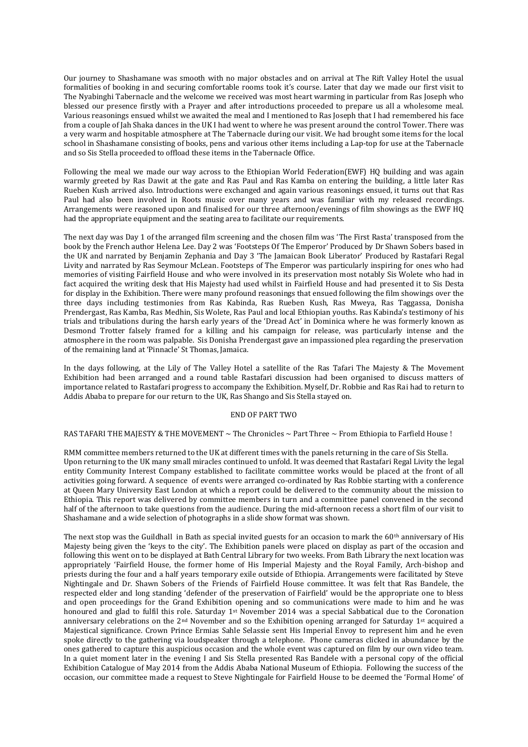Our journey to Shashamane was smooth with no major obstacles and on arrival at The Rift Valley Hotel the usual formalities of booking in and securing comfortable rooms took it's course. Later that day we made our first visit to The Nyabinghi Tabernacle and the welcome we received was most heart warming in particular from Ras Joseph who blessed our presence firstly with a Prayer and after introductions proceeded to prepare us all a wholesome meal. Various reasonings ensued whilst we awaited the meal and I mentioned to Ras Joseph that I had remembered his face from a couple of Jah Shaka dances in the UK I had went to where he was present around the control Tower. There was a very warm and hospitable atmosphere at The Tabernacle during our visit. We had brought some items for the local school in Shashamane consisting of books, pens and various other items including a Lap-top for use at the Tabernacle and so Sis Stella proceeded to offload these items in the Tabernacle Office.

Following the meal we made our way across to the Ethiopian World Federation(EWF) HQ building and was again warmly greeted by Ras Dawit at the gate and Ras Paul and Ras Kamba on entering the building, a little later Ras Rueben Kush arrived also. Introductions were exchanged and again various reasonings ensued, it turns out that Ras Paul had also been involved in Roots music over many years and was familiar with my released recordings. Arrangements were reasoned upon and finalised for our three afternoon/evenings of film showings as the EWF HQ had the appropriate equipment and the seating area to facilitate our requirements.

The next day was Day 1 of the arranged film screening and the chosen film was 'The First Rasta' transposed from the book by the French author Helena Lee. Day 2 was 'Footsteps Of The Emperor' Produced by Dr Shawn Sobers based in the UK and narrated by Benjamin Zephania and Day 3 'The Jamaican Book Liberator' Produced by Rastafari Regal Livity and narrated by Ras Seymour McLean. Footsteps of The Emperor was particularly inspiring for ones who had memories of visiting Fairfield House and who were involved in its preservation most notably Sis Wolete who had in fact acquired the writing desk that His Majesty had used whilst in Fairfield House and had presented it to Sis Desta for display in the Exhibition. There were many profound reasonings that ensued following the film showings over the three days including testimonies from Ras Kabinda, Ras Rueben Kush, Ras Mweya, Ras Taggassa, Donisha Prendergast, Ras Kamba, Ras Medhin, Sis Wolete, Ras Paul and local Ethiopian youths. Ras Kabinda's testimony of his trials and tribulations during the harsh early years of the 'Dread Act' in Dominica where he was formerly known as Desmond Trotter falsely framed for a killing and his campaign for release, was particularly intense and the atmosphere in the room was palpable. Sis Donisha Prendergast gave an impassioned plea regarding the preservation of the remaining land at 'Pinnacle' St Thomas, Jamaica.

In the days following, at the Lily of The Valley Hotel a satellite of the Ras Tafari The Majesty & The Movement Exhibition had been arranged and a round table Rastafari discussion had been organised to discuss matters of importance related to Rastafari progress to accompany the Exhibition. Myself, Dr. Robbie and Ras Rai had to return to Addis Ababa to prepare for our return to the UK, Ras Shango and Sis Stella stayed on.

END OF PART TWO

RAS TAFARI THE MAJESTY & THE MOVEMENT ~ The Chronicles ~ Part Three ~ From Ethiopia to Farfield House !

RMM committee members returned to the UK at different times with the panels returning in the care of Sis Stella. Upon returning to the UK many small miracles continued to unfold. It was deemed that Rastafari Regal Livity the legal entity Community Interest Company established to facilitate committee works would be placed at the front of all activities going forward. A sequence of events were arranged co-ordinated by Ras Robbie starting with a conference at Queen Mary University East London at which a report could be delivered to the community about the mission to Ethiopia. This report was delivered by committee members in turn and a committee panel convened in the second half of the afternoon to take questions from the audience. During the mid-afternoon recess a short film of our visit to Shashamane and a wide selection of photographs in a slide show format was shown.

The next stop was the Guildhall in Bath as special invited guests for an occasion to mark the 60th anniversary of His Majesty being given the 'keys to the city'. The Exhibition panels were placed on display as part of the occasion and following this went on to be displayed at Bath Central Library for two weeks. From Bath Library the next location was appropriately 'Fairfield House, the former home of His Imperial Majesty and the Royal Family, Arch-bishop and priests during the four and a half years temporary exile outside of Ethiopia. Arrangements were facilitated by Steve Nightingale and Dr. Shawn Sobers of the Friends of Fairfield House committee. It was felt that Ras Bandele, the respected elder and long standing 'defender of the preservation of Fairfield' would be the appropriate one to bless and open proceedings for the Grand Exhibition opening and so communications were made to him and he was honoured and glad to fulfil this role. Saturday 1st November 2014 was a special Sabbatical due to the Coronation anniversary celebrations on the 2nd November and so the Exhibition opening arranged for Saturday 1st acquired a Majestical significance. Crown Prince Ermias Sahle Selassie sent His Imperial Envoy to represent him and he even spoke directly to the gathering via loudspeaker through a telephone. Phone cameras clicked in abundance by the ones gathered to capture this auspicious occasion and the whole event was captured on film by our own video team. In a quiet moment later in the evening I and Sis Stella presented Ras Bandele with a personal copy of the official Exhibition Catalogue of May 2014 from the Addis Ababa National Museum of Ethiopia. Following the success of the occasion, our committee made a request to Steve Nightingale for Fairfield House to be deemed the 'Formal Home' of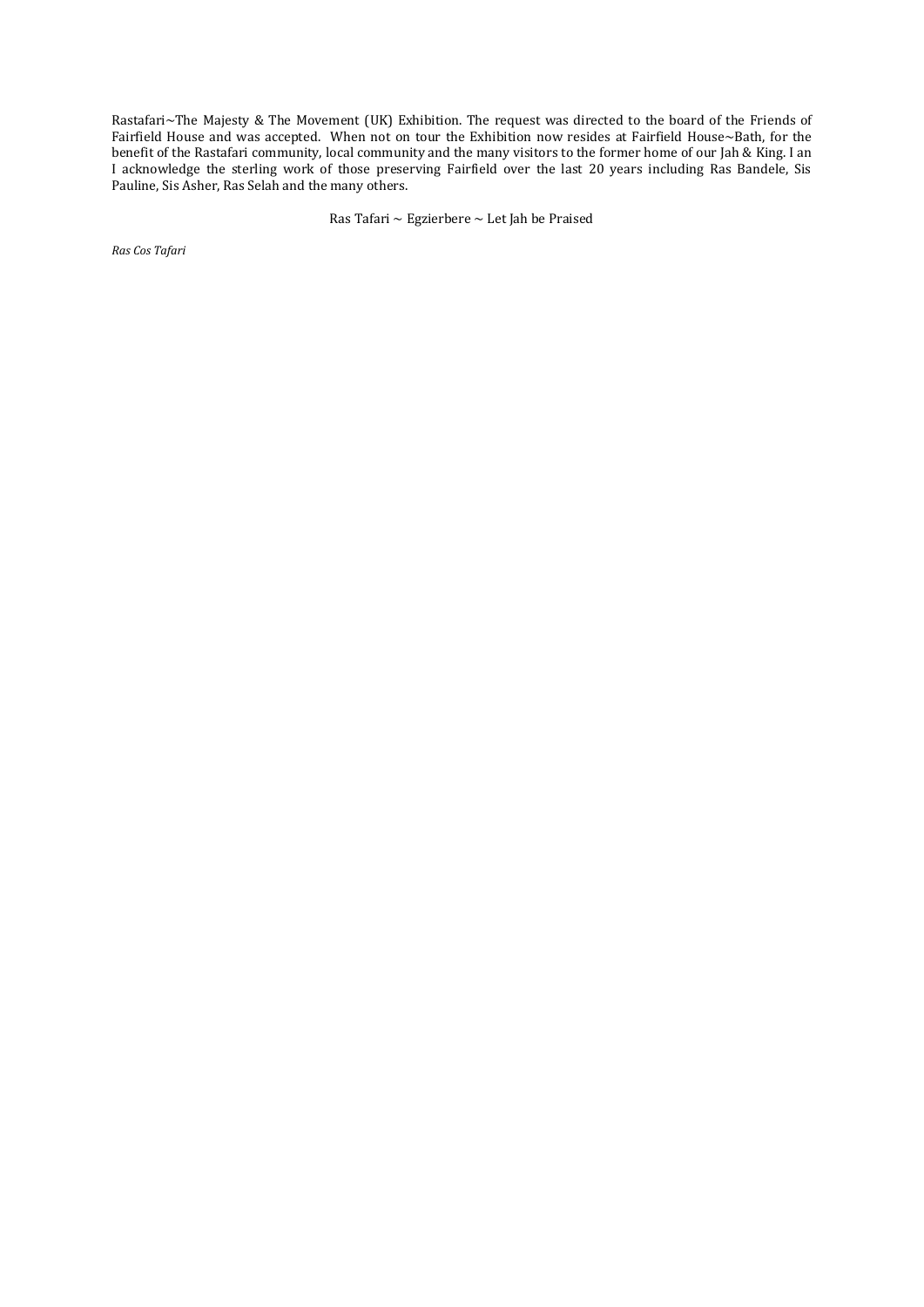Rastafari~The Majesty & The Movement (UK) Exhibition. The request was directed to the board of the Friends of Fairfield House and was accepted. When not on tour the Exhibition now resides at Fairfield House~Bath, for the benefit of the Rastafari community, local community and the many visitors to the former home of our Jah & King. I an I acknowledge the sterling work of those preserving Fairfield over the last 20 years including Ras Bandele, Sis Pauline, Sis Asher, Ras Selah and the many others.

Ras Tafari ~ Egzierbere ~ Let Jah be Praised

*Ras Cos Tafari*